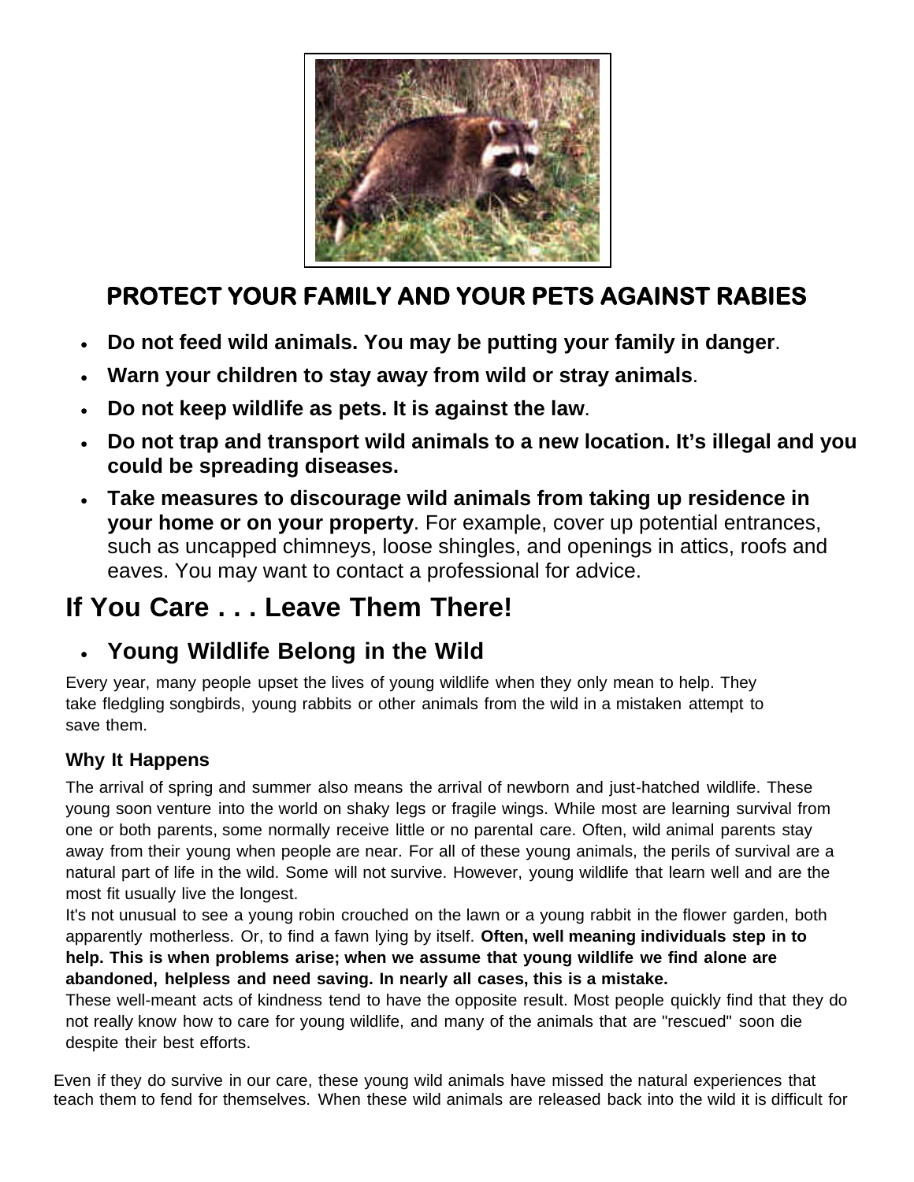## PROTECT YOUR FAMILY AND YOUR PETS AGAINST RABIES

- **Do not feed wild animals. You may be putting your family in danger**.
- **Warn your children to stay away from wild or stray animals**.
- **Do not keep wildlife as pets. It is against the law**.
- **Do not trap and transport wild animals to a new location. It's illegal and you could be spreading diseases.**
- **Take measures to discourage wild animals from taking up residence in your home or on your property**. For example, cover up potential entrances, such as uncapped chimneys, loose shingles, and openings in attics, roofs and eaves. You may want to contact a professional for advice.

# If You Care . . . Leave Them There!

- ## Young Wildlife Belong in the Wild

Every year, many people upset the lives of young wildlife when they only mean to help. They take fledgling songbirds, young rabbits or other animals from the wild in a mistaken attempt to save them.

### Why It Happens

The arrival of spring and summer also means the arrival of newborn and just-hatched wildlife. These young soon venture into the world on shaky legs or fragile wings. While most are learning survival from one or both parents, some normally receive little or no parental care. Often, wild animal parents stay away from their young when people are near. For all of these young animals, the perils of survival are a natural part of life in the wild. Some will not survive. However, young wildlife that learn well and are the most fit usually live the longest.

It's not unusual to see a young robin crouched on the lawn or a young rabbit in the flower garden, both apparently motherless. Or, to find a fawn lying by itself. **Often, well meaning individuals step in to help. This is when problems arise; when we assume that young wildlife we find alone are abandoned, helpless and need saving. In nearly all cases, this is a mistake.**

These well-meant acts of kindness tend to have the opposite result. Most people quickly find that they do not really know how to care for young wildlife, and many of the animals that are "rescued" soon die despite their best efforts.

Even if they do survive in our care, these young wild animals have missed the natural experiences that teach them to fend for themselves. When these wild animals are released back into the wild it is difficult for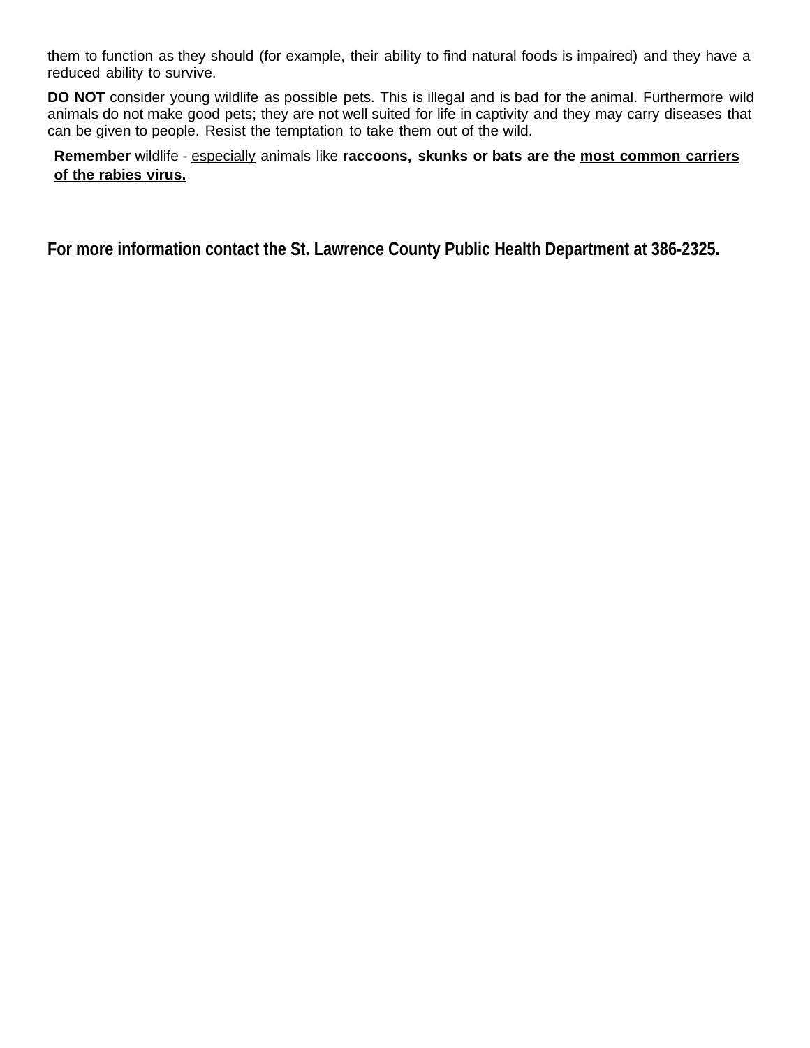them to function as they should (for example, their ability to find natural foods is impaired) and they have a reduced ability to survive.

**DO NOT** consider young wildlife as possible pets. This is illegal and is bad for the animal. Furthermore wild animals do not make good pets; they are not well suited for life in captivity and they may carry diseases that can be given to people. Resist the temptation to take them out of the wild.

**Remember** wildlife - <u>especially</u> animals like **raccoons, skunks or bats are the <u>most common carriers of the rabies virus.</u>**

**For more information contact the St. Lawrence County Public Health Department at 386-2325.**